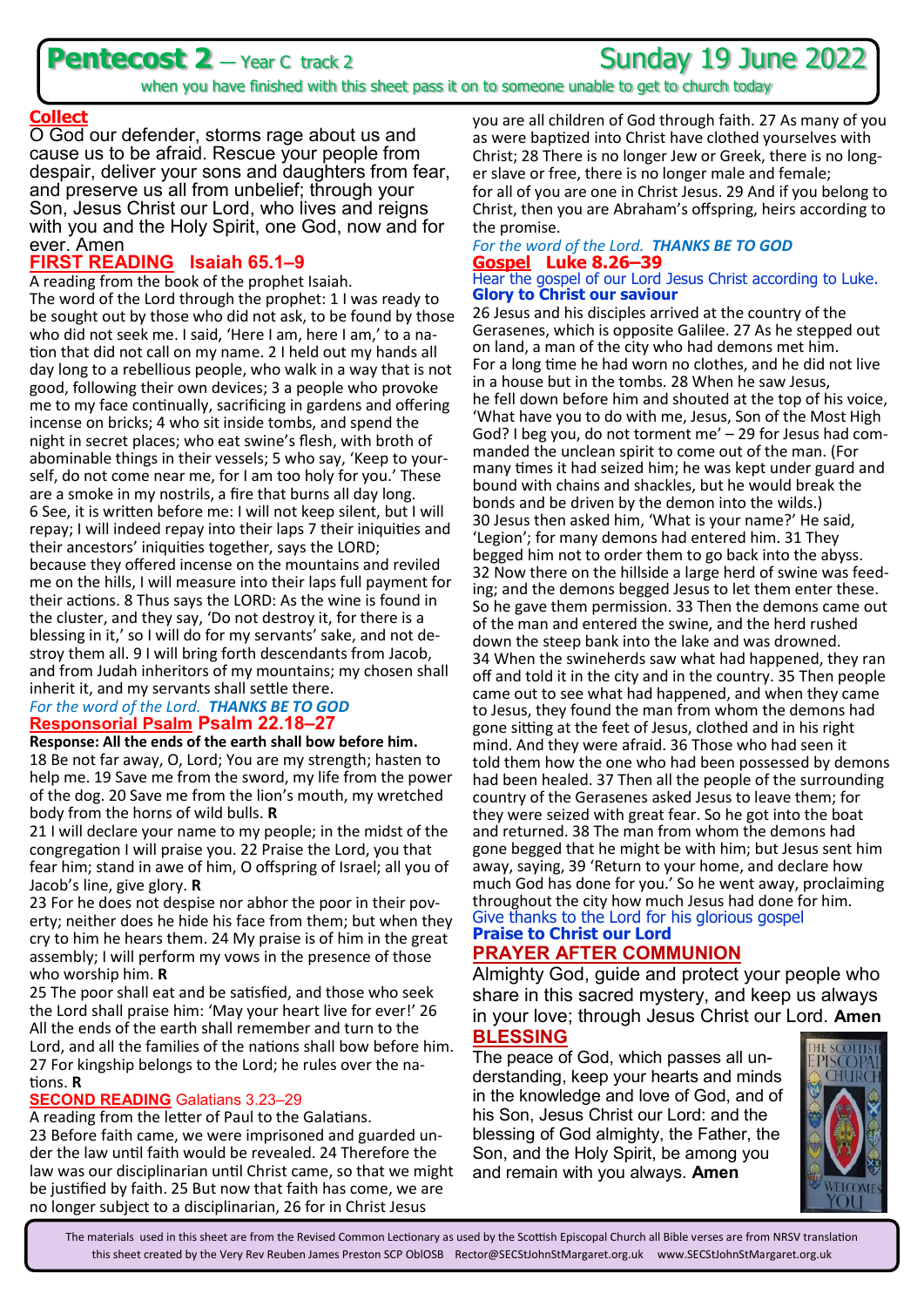# Pentecost 2 — Year C track 2 Sunday 19 June 2022

when you have finished with this sheet pass it on to someone unable to get to church today

## Collect

O God our defender, storms rage about us and cause us to be afraid. Rescue your people from despair, deliver your sons and daughters from fear, and preserve us all from unbelief; through your Son, Jesus Christ our Lord, who lives and reigns with you and the Holy Spirit, one God, now and for ever. Amen

## FIRST READING Isaiah 65.1–9

A reading from the book of the prophet Isaiah.

The word of the Lord through the prophet: 1 I was ready to be sought out by those who did not ask, to be found by those who did not seek me. I said, 'Here I am, here I am,' to a nation that did not call on my name. 2 I held out my hands all day long to a rebellious people, who walk in a way that is not good, following their own devices; 3 a people who provoke me to my face continually, sacrificing in gardens and offering incense on bricks; 4 who sit inside tombs, and spend the night in secret places; who eat swine's flesh, with broth of abominable things in their vessels; 5 who say, 'Keep to yourself, do not come near me, for I am too holy for you.' These are a smoke in my nostrils, a fire that burns all day long. 6 See, it is written before me: I will not keep silent, but I will repay; I will indeed repay into their laps 7 their iniquities and their ancestors' iniquities together, says the LORD; because they offered incense on the mountains and reviled me on the hills, I will measure into their laps full payment for their actions. 8 Thus says the LORD: As the wine is found in the cluster, and they say, 'Do not destroy it, for there is a blessing in it,' so I will do for my servants' sake, and not destroy them all. 9 I will bring forth descendants from Jacob, and from Judah inheritors of my mountains; my chosen shall inherit it, and my servants shall settle there.

*For the word of the Lord.* ***THANKS BE TO GOD***

## Responsorial Psalm Psalm 22.18–27

**Response: All the ends of the earth shall bow before him.**

18 Be not far away, O, Lord; You are my strength; hasten to help me. 19 Save me from the sword, my life from the power of the dog. 20 Save me from the lion's mouth, my wretched body from the horns of wild bulls. **R**

21 I will declare your name to my people; in the midst of the congregation I will praise you. 22 Praise the Lord, you that fear him; stand in awe of him, O offspring of Israel; all you of Jacob's line, give glory. **R**

23 For he does not despise nor abhor the poor in their poverty; neither does he hide his face from them; but when they cry to him he hears them. 24 My praise is of him in the great assembly; I will perform my vows in the presence of those who worship him. **R**

25 The poor shall eat and be satisfied, and those who seek the Lord shall praise him: 'May your heart live for ever!' 26 All the ends of the earth shall remember and turn to the Lord, and all the families of the nations shall bow before him. 27 For kingship belongs to the Lord; he rules over the nations. **R**

## SECOND READING Galatians 3.23–29

A reading from the letter of Paul to the Galatians.

23 Before faith came, we were imprisoned and guarded under the law until faith would be revealed. 24 Therefore the law was our disciplinarian until Christ came, so that we might be justified by faith. 25 But now that faith has come, we are no longer subject to a disciplinarian, 26 for in Christ Jesus you are all children of God through faith. 27 As many of you as were baptized into Christ have clothed yourselves with Christ; 28 There is no longer Jew or Greek, there is no longer slave or free, there is no longer male and female; for all of you are one in Christ Jesus. 29 And if you belong to Christ, then you are Abraham's offspring, heirs according to the promise.

*For the word of the Lord.* ***THANKS BE TO GOD***

## Gospel Luke 8.26–39

Hear the gospel of our Lord Jesus Christ according to Luke.
**Glory to Christ our saviour**

26 Jesus and his disciples arrived at the country of the Gerasenes, which is opposite Galilee. 27 As he stepped out on land, a man of the city who had demons met him. For a long time he had worn no clothes, and he did not live in a house but in the tombs. 28 When he saw Jesus, he fell down before him and shouted at the top of his voice, 'What have you to do with me, Jesus, Son of the Most High God? I beg you, do not torment me' – 29 for Jesus had commanded the unclean spirit to come out of the man. (For many times it had seized him; he was kept under guard and bound with chains and shackles, but he would break the bonds and be driven by the demon into the wilds.) 30 Jesus then asked him, 'What is your name?' He said, 'Legion'; for many demons had entered him. 31 They begged him not to order them to go back into the abyss. 32 Now there on the hillside a large herd of swine was feeding; and the demons begged Jesus to let them enter these. So he gave them permission. 33 Then the demons came out of the man and entered the swine, and the herd rushed down the steep bank into the lake and was drowned. 34 When the swineherds saw what had happened, they ran off and told it in the city and in the country. 35 Then people came out to see what had happened, and when they came to Jesus, they found the man from whom the demons had gone sitting at the feet of Jesus, clothed and in his right mind. And they were afraid. 36 Those who had seen it told them how the one who had been possessed by demons had been healed. 37 Then all the people of the surrounding country of the Gerasenes asked Jesus to leave them; for they were seized with great fear. So he got into the boat and returned. 38 The man from whom the demons had gone begged that he might be with him; but Jesus sent him away, saying, 39 'Return to your home, and declare how much God has done for you.' So he went away, proclaiming throughout the city how much Jesus had done for him.

Give thanks to the Lord for his glorious gospel
**Praise to Christ our Lord**

## PRAYER AFTER COMMUNION

Almighty God, guide and protect your people who share in this sacred mystery, and keep us always in your love; through Jesus Christ our Lord. **Amen**

## BLESSING

The peace of God, which passes all understanding, keep your hearts and minds in the knowledge and love of God, and of his Son, Jesus Christ our Lord: and the blessing of God almighty, the Father, the Son, and the Holy Spirit, be among you and remain with you always. **Amen**

The materials used in this sheet are from the Revised Common Lectionary as used by the Scottish Episcopal Church all Bible verses are from NRSV translation
this sheet created by the Very Rev Reuben James Preston SCP OblOSB Rector@SECStJohnStMargaret.org.uk www.SECStJohnStMargaret.org.uk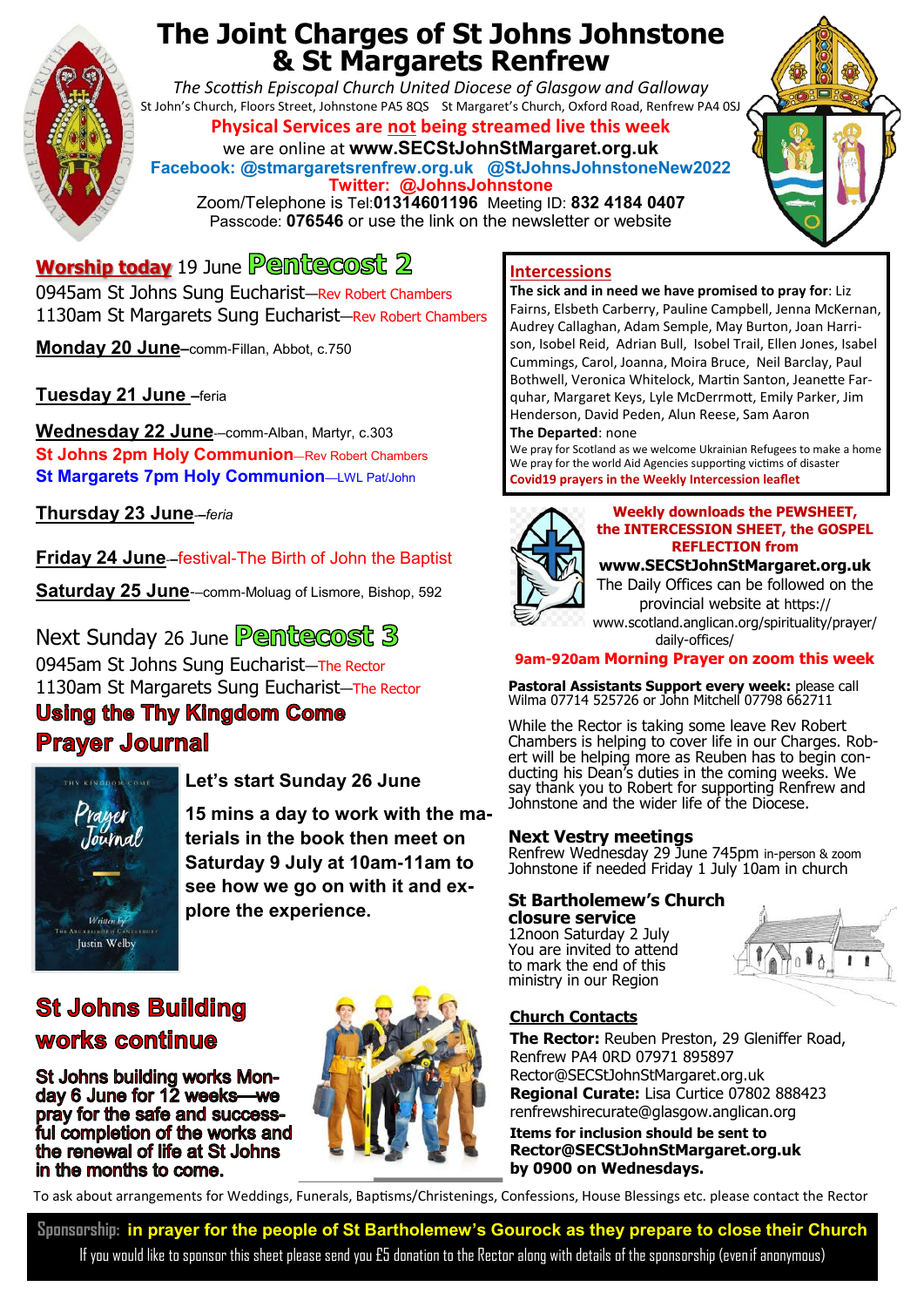# The Joint Charges of St Johns Johnstone & St Margarets Renfrew

*The Scottish Episcopal Church United Diocese of Glasgow and Galloway*

St John's Church, Floors Street, Johnstone PA5 8QS St Margaret's Church, Oxford Road, Renfrew PA4 0SJ

**Physical Services are not being streamed live this week**

we are online at **www.SECStJohnStMargaret.org.uk**

**Facebook: @stmargaretsrenfrew.org.uk @StJohnsJohnstoneNew2022**

**Twitter: @JohnsJohnstone**

Zoom/Telephone is Tel:**01314601196** Meeting ID: **832 4184 0407**

Passcode: **076546** or use the link on the newsletter or website

## Worship today 19 June Pentecost 2

0945am St Johns Sung Eucharist—Rev Robert Chambers

1130am St Margarets Sung Eucharist—Rev Robert Chambers

**Monday 20 June**–comm-Fillan, Abbot, c.750

**Tuesday 21 June** –feria

**Wednesday 22 June**—comm-Alban, Martyr, c.303

**St Johns 2pm Holy Communion**—Rev Robert Chambers

**St Margarets 7pm Holy Communion**—LWL Pat/John

**Thursday 23 June**—*feria*

**Friday 24 June**—festival-The Birth of John the Baptist

**Saturday 25 June**—comm-Moluag of Lismore, Bishop, 592

## Next Sunday 26 June Pentecost 3

0945am St Johns Sung Eucharist—The Rector

1130am St Margarets Sung Eucharist—The Rector

## Using the Thy Kingdom Come Prayer Journal

**Let's start Sunday 26 June**

**15 mins a day to work with the materials in the book then meet on Saturday 9 July at 10am-11am to see how we go on with it and explore the experience.**

## St Johns Building works continue

**St Johns building works Monday 6 June for 12 weeks—we pray for the safe and successful completion of the works and the renewal of life at St Johns in the months to come.**

## Intercessions

**The sick and in need we have promised to pray for**: Liz Fairns, Elsbeth Carberry, Pauline Campbell, Jenna McKernan, Audrey Callaghan, Adam Semple, May Burton, Joan Harrison, Isobel Reid, Adrian Bull, Isobel Trail, Ellen Jones, Isabel Cummings, Carol, Joanna, Moira Bruce, Neil Barclay, Paul Bothwell, Veronica Whitelock, Martin Santon, Jeanette Farquhar, Margaret Keys, Lyle McDerrmott, Emily Parker, Jim Henderson, David Peden, Alun Reese, Sam Aaron

**The Departed**: none

We pray for Scotland as we welcome Ukrainian Refugees to make a home

We pray for the world Aid Agencies supporting victims of disaster

**Covid19 prayers in the Weekly Intercession leaflet**

**Weekly downloads the PEWSHEET, the INTERCESSION SHEET, the GOSPEL REFLECTION from**

**www.SECStJohnStMargaret.org.uk**

The Daily Offices can be followed on the provincial website at https://www.scotland.anglican.org/spirituality/prayer/daily-offices/

**9am-920am Morning Prayer on zoom this week**

**Pastoral Assistants Support every week:** please call Wilma 07714 525726 or John Mitchell 07798 662711

While the Rector is taking some leave Rev Robert Chambers is helping to cover life in our Charges. Robert will be helping more as Reuben has to begin conducting his Dean's duties in the coming weeks. We say thank you to Robert for supporting Renfrew and Johnstone and the wider life of the Diocese.

## Next Vestry meetings

Renfrew Wednesday 29 June 745pm in-person & zoom

Johnstone if needed Friday 1 July 10am in church

## St Bartholemew's Church closure service

12noon Saturday 2 July

You are invited to attend to mark the end of this ministry in our Region

## Church Contacts

**The Rector:** Reuben Preston, 29 Gleniffer Road, Renfrew PA4 0RD 07971 895897

Rector@SECStJohnStMargaret.org.uk

**Regional Curate:** Lisa Curtice 07802 888423

renfrewshirecurate@glasgow.anglican.org

**Items for inclusion should be sent to Rector@SECStJohnStMargaret.org.uk by 0900 on Wednesdays.**

To ask about arrangements for Weddings, Funerals, Baptisms/Christenings, Confessions, House Blessings etc. please contact the Rector

**Sponsorship: in prayer for the people of St Bartholemew's Gourock as they prepare to close their Church**

If you would like to sponsor this sheet please send you £5 donation to the Rector along with details of the sponsorship (even if anonymous)